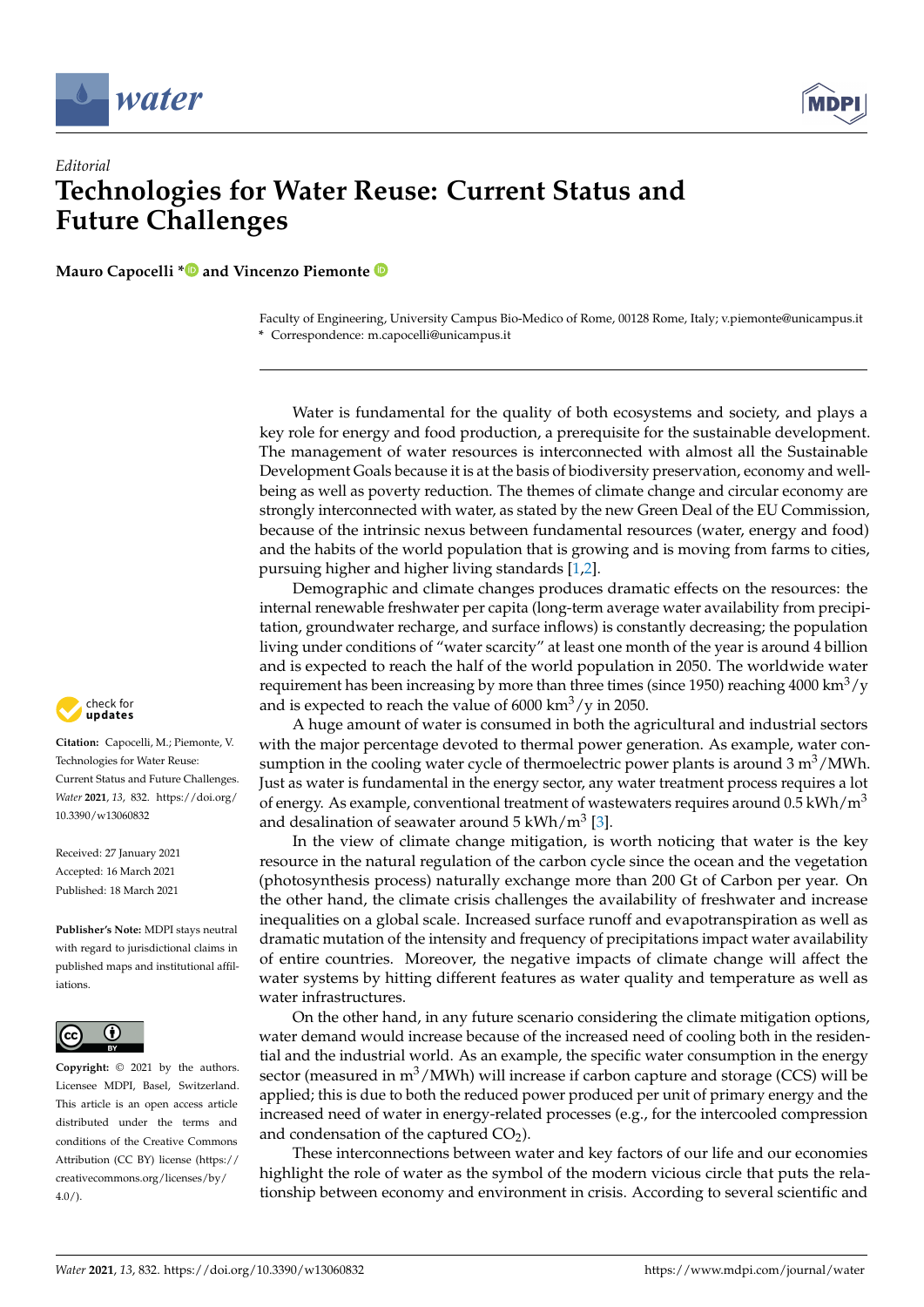*Editorial*

# Technologies for Water Reuse: Current Status and Future Challenges

**Mauro Capocelli * and Vincenzo Piemonte**

Faculty of Engineering, University Campus Bio-Medico of Rome, 00128 Rome, Italy; v.piemonte@unicampus.it
* Correspondence: m.capocelli@unicampus.it

**Citation:** Capocelli, M.; Piemonte, V. Technologies for Water Reuse: Current Status and Future Challenges. *Water* **2021**, *13*, 832. https://doi.org/10.3390/w13060832

Received: 27 January 2021
Accepted: 16 March 2021
Published: 18 March 2021

**Publisher's Note:** MDPI stays neutral with regard to jurisdictional claims in published maps and institutional affiliations.

**Copyright:** © 2021 by the authors. Licensee MDPI, Basel, Switzerland. This article is an open access article distributed under the terms and conditions of the Creative Commons Attribution (CC BY) license (https://creativecommons.org/licenses/by/4.0/).

Water is fundamental for the quality of both ecosystems and society, and plays a key role for energy and food production, a prerequisite for the sustainable development. The management of water resources is interconnected with almost all the Sustainable Development Goals because it is at the basis of biodiversity preservation, economy and well-being as well as poverty reduction. The themes of climate change and circular economy are strongly interconnected with water, as stated by the new Green Deal of the EU Commission, because of the intrinsic nexus between fundamental resources (water, energy and food) and the habits of the world population that is growing and is moving from farms to cities, pursuing higher and higher living standards [1,2].

Demographic and climate changes produces dramatic effects on the resources: the internal renewable freshwater per capita (long-term average water availability from precipitation, groundwater recharge, and surface inflows) is constantly decreasing; the population living under conditions of "water scarcity" at least one month of the year is around 4 billion and is expected to reach the half of the world population in 2050. The worldwide water requirement has been increasing by more than three times (since 1950) reaching 4000 $km^3/y$ and is expected to reach the value of 6000 $km^3/y$ in 2050.

A huge amount of water is consumed in both the agricultural and industrial sectors with the major percentage devoted to thermal power generation. As example, water consumption in the cooling water cycle of thermoelectric power plants is around 3 $m^3/MWh$. Just as water is fundamental in the energy sector, any water treatment process requires a lot of energy. As example, conventional treatment of wastewaters requires around 0.5 $kWh/m^3$ and desalination of seawater around 5 $kWh/m^3$ [3].

In the view of climate change mitigation, is worth noticing that water is the key resource in the natural regulation of the carbon cycle since the ocean and the vegetation (photosynthesis process) naturally exchange more than 200 Gt of Carbon per year. On the other hand, the climate crisis challenges the availability of freshwater and increase inequalities on a global scale. Increased surface runoff and evapotranspiration as well as dramatic mutation of the intensity and frequency of precipitations impact water availability of entire countries. Moreover, the negative impacts of climate change will affect the water systems by hitting different features as water quality and temperature as well as water infrastructures.

On the other hand, in any future scenario considering the climate mitigation options, water demand would increase because of the increased need of cooling both in the residential and the industrial world. As an example, the specific water consumption in the energy sector (measured in $m^3/MWh$) will increase if carbon capture and storage (CCS) will be applied; this is due to both the reduced power produced per unit of primary energy and the increased need of water in energy-related processes (e.g., for the intercooled compression and condensation of the captured $CO_2$).

These interconnections between water and key factors of our life and our economies highlight the role of water as the symbol of the modern vicious circle that puts the relationship between economy and environment in crisis. According to several scientific and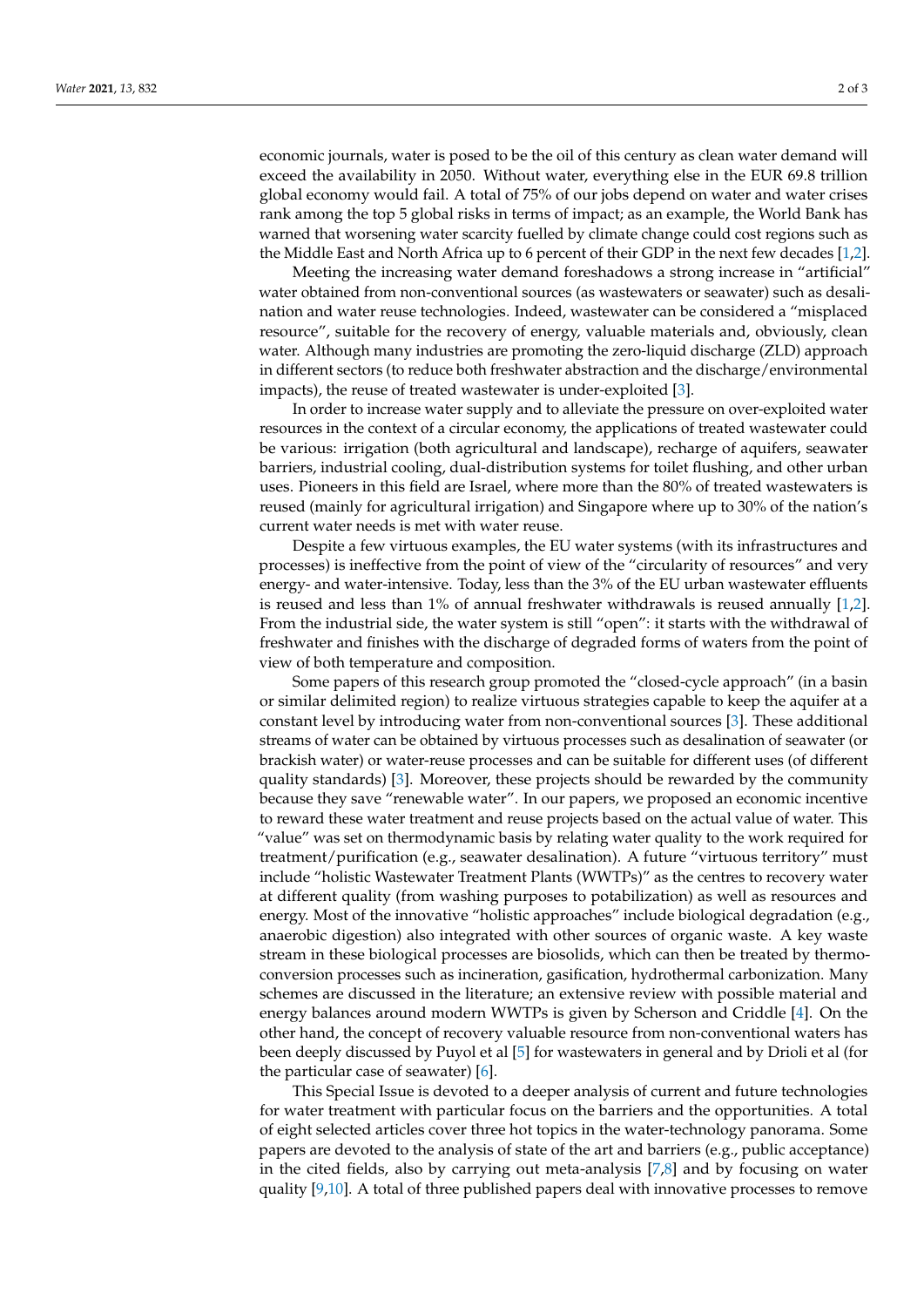economic journals, water is posed to be the oil of this century as clean water demand will exceed the availability in 2050. Without water, everything else in the EUR 69.8 trillion global economy would fail. A total of 75% of our jobs depend on water and water crises rank among the top 5 global risks in terms of impact; as an example, the World Bank has warned that worsening water scarcity fuelled by climate change could cost regions such as the Middle East and North Africa up to 6 percent of their GDP in the next few decades [1,2].

Meeting the increasing water demand foreshadows a strong increase in "artificial" water obtained from non-conventional sources (as wastewaters or seawater) such as desalination and water reuse technologies. Indeed, wastewater can be considered a "misplaced resource", suitable for the recovery of energy, valuable materials and, obviously, clean water. Although many industries are promoting the zero-liquid discharge (ZLD) approach in different sectors (to reduce both freshwater abstraction and the discharge/environmental impacts), the reuse of treated wastewater is under-exploited [3].

In order to increase water supply and to alleviate the pressure on over-exploited water resources in the context of a circular economy, the applications of treated wastewater could be various: irrigation (both agricultural and landscape), recharge of aquifers, seawater barriers, industrial cooling, dual-distribution systems for toilet flushing, and other urban uses. Pioneers in this field are Israel, where more than the 80% of treated wastewaters is reused (mainly for agricultural irrigation) and Singapore where up to 30% of the nation's current water needs is met with water reuse.

Despite a few virtuous examples, the EU water systems (with its infrastructures and processes) is ineffective from the point of view of the "circularity of resources" and very energy- and water-intensive. Today, less than the 3% of the EU urban wastewater effluents is reused and less than 1% of annual freshwater withdrawals is reused annually [1,2]. From the industrial side, the water system is still "open": it starts with the withdrawal of freshwater and finishes with the discharge of degraded forms of waters from the point of view of both temperature and composition.

Some papers of this research group promoted the "closed-cycle approach" (in a basin or similar delimited region) to realize virtuous strategies capable to keep the aquifer at a constant level by introducing water from non-conventional sources [3]. These additional streams of water can be obtained by virtuous processes such as desalination of seawater (or brackish water) or water-reuse processes and can be suitable for different uses (of different quality standards) [3]. Moreover, these projects should be rewarded by the community because they save "renewable water". In our papers, we proposed an economic incentive to reward these water treatment and reuse projects based on the actual value of water. This "value" was set on thermodynamic basis by relating water quality to the work required for treatment/purification (e.g., seawater desalination). A future "virtuous territory" must include "holistic Wastewater Treatment Plants (WWTPs)" as the centres to recovery water at different quality (from washing purposes to potabilization) as well as resources and energy. Most of the innovative "holistic approaches" include biological degradation (e.g., anaerobic digestion) also integrated with other sources of organic waste. A key waste stream in these biological processes are biosolids, which can then be treated by thermo-conversion processes such as incineration, gasification, hydrothermal carbonization. Many schemes are discussed in the literature; an extensive review with possible material and energy balances around modern WWTPs is given by Scherson and Criddle [4]. On the other hand, the concept of recovery valuable resource from non-conventional waters has been deeply discussed by Puyol et al [5] for wastewaters in general and by Drioli et al (for the particular case of seawater) [6].

This Special Issue is devoted to a deeper analysis of current and future technologies for water treatment with particular focus on the barriers and the opportunities. A total of eight selected articles cover three hot topics in the water-technology panorama. Some papers are devoted to the analysis of state of the art and barriers (e.g., public acceptance) in the cited fields, also by carrying out meta-analysis [7,8] and by focusing on water quality [9,10]. A total of three published papers deal with innovative processes to remove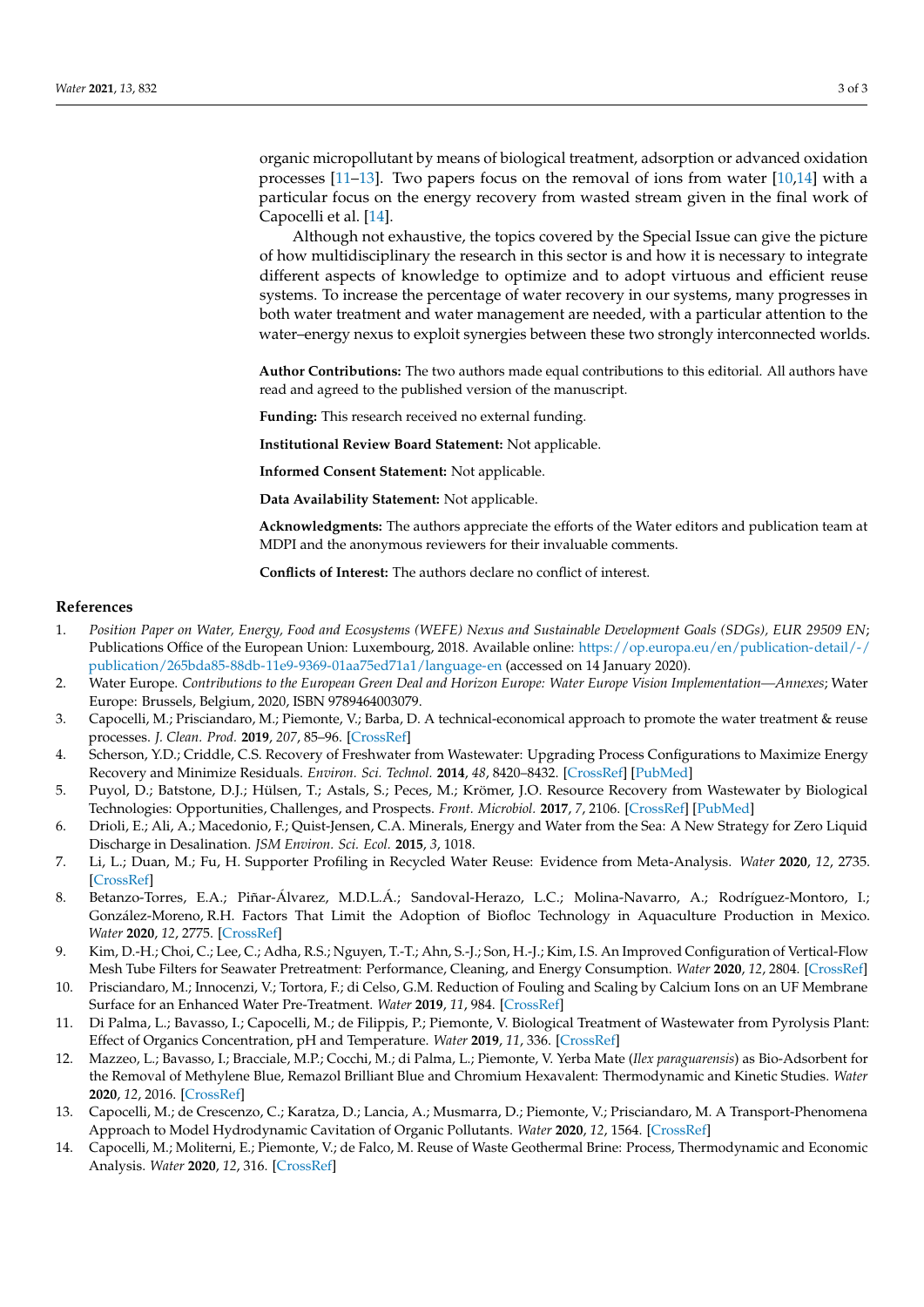organic micropollutant by means of biological treatment, adsorption or advanced oxidation processes [11–13]. Two papers focus on the removal of ions from water [10,14] with a particular focus on the energy recovery from wasted stream given in the final work of Capocelli et al. [14].

Although not exhaustive, the topics covered by the Special Issue can give the picture of how multidisciplinary the research in this sector is and how it is necessary to integrate different aspects of knowledge to optimize and to adopt virtuous and efficient reuse systems. To increase the percentage of water recovery in our systems, many progresses in both water treatment and water management are needed, with a particular attention to the water–energy nexus to exploit synergies between these two strongly interconnected worlds.

**Author Contributions:** The two authors made equal contributions to this editorial. All authors have read and agreed to the published version of the manuscript.

**Funding:** This research received no external funding.

**Institutional Review Board Statement:** Not applicable.

**Informed Consent Statement:** Not applicable.

**Data Availability Statement:** Not applicable.

**Acknowledgments:** The authors appreciate the efforts of the Water editors and publication team at MDPI and the anonymous reviewers for their invaluable comments.

**Conflicts of Interest:** The authors declare no conflict of interest.

## References

1. *Position Paper on Water, Energy, Food and Ecosystems (WEFE) Nexus and Sustainable Development Goals (SDGs), EUR 29509 EN*; Publications Office of the European Union: Luxembourg, 2018. Available online: https://op.europa.eu/en/publication-detail/-/publication/265bda85-88db-11e9-9369-01aa75ed71a1/language-en (accessed on 14 January 2020).
2. Water Europe. *Contributions to the European Green Deal and Horizon Europe: Water Europe Vision Implementation—Annexes*; Water Europe: Brussels, Belgium, 2020, ISBN 9789464003079.
3. Capocelli, M.; Prisciandaro, M.; Piemonte, V.; Barba, D. A technical-economical approach to promote the water treatment & reuse processes. *J. Clean. Prod.* **2019**, *207*, 85–96. [CrossRef]
4. Scherson, Y.D.; Criddle, C.S. Recovery of Freshwater from Wastewater: Upgrading Process Configurations to Maximize Energy Recovery and Minimize Residuals. *Environ. Sci. Technol.* **2014**, *48*, 8420–8432. [CrossRef] [PubMed]
5. Puyol, D.; Batstone, D.J.; Hülsen, T.; Astals, S.; Peces, M.; Krömer, J.O. Resource Recovery from Wastewater by Biological Technologies: Opportunities, Challenges, and Prospects. *Front. Microbiol.* **2017**, *7*, 2106. [CrossRef] [PubMed]
6. Drioli, E.; Ali, A.; Macedonio, F.; Quist-Jensen, C.A. Minerals, Energy and Water from the Sea: A New Strategy for Zero Liquid Discharge in Desalination. *JSM Environ. Sci. Ecol.* **2015**, *3*, 1018.
7. Li, L.; Duan, M.; Fu, H. Supporter Profiling in Recycled Water Reuse: Evidence from Meta-Analysis. *Water* **2020**, *12*, 2735. [CrossRef]
8. Betanzo-Torres, E.A.; Piñar-Álvarez, M.D.L.Á.; Sandoval-Herazo, L.C.; Molina-Navarro, A.; Rodríguez-Montoro, I.; González-Moreno, R.H. Factors That Limit the Adoption of Biofloc Technology in Aquaculture Production in Mexico. *Water* **2020**, *12*, 2775. [CrossRef]
9. Kim, D.-H.; Choi, C.; Lee, C.; Adha, R.S.; Nguyen, T.-T.; Ahn, S.-J.; Son, H.-J.; Kim, I.S. An Improved Configuration of Vertical-Flow Mesh Tube Filters for Seawater Pretreatment: Performance, Cleaning, and Energy Consumption. *Water* **2020**, *12*, 2804. [CrossRef]
10. Prisciandaro, M.; Innocenzi, V.; Tortora, F.; di Celso, G.M. Reduction of Fouling and Scaling by Calcium Ions on an UF Membrane Surface for an Enhanced Water Pre-Treatment. *Water* **2019**, *11*, 984. [CrossRef]
11. Di Palma, L.; Bavasso, I.; Capocelli, M.; de Filippis, P.; Piemonte, V. Biological Treatment of Wastewater from Pyrolysis Plant: Effect of Organics Concentration, pH and Temperature. *Water* **2019**, *11*, 336. [CrossRef]
12. Mazzeo, L.; Bavasso, I.; Bracciale, M.P.; Cocchi, M.; di Palma, L.; Piemonte, V. Yerba Mate (*Ilex paraguarensis*) as Bio-Adsorbent for the Removal of Methylene Blue, Remazol Brilliant Blue and Chromium Hexavalent: Thermodynamic and Kinetic Studies. *Water* **2020**, *12*, 2016. [CrossRef]
13. Capocelli, M.; de Crescenzo, C.; Karatza, D.; Lancia, A.; Musmarra, D.; Piemonte, V.; Prisciandaro, M. A Transport-Phenomena Approach to Model Hydrodynamic Cavitation of Organic Pollutants. *Water* **2020**, *12*, 1564. [CrossRef]
14. Capocelli, M.; Moliterni, E.; Piemonte, V.; de Falco, M. Reuse of Waste Geothermal Brine: Process, Thermodynamic and Economic Analysis. *Water* **2020**, *12*, 316. [CrossRef]